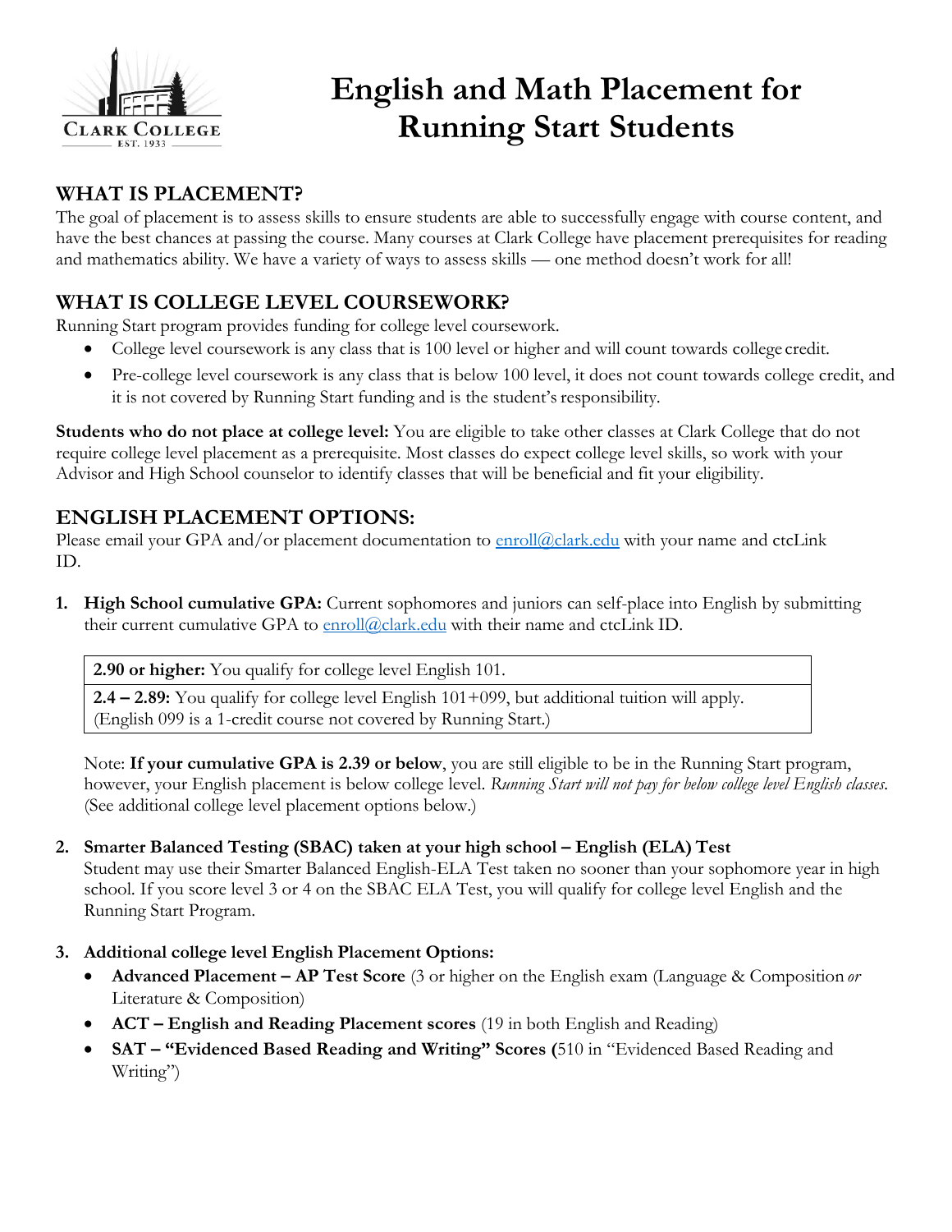# English and Math Placement for Running Start Students

## WHAT IS PLACEMENT?

The goal of placement is to assess skills to ensure students are able to successfully engage with course content, and have the best chances at passing the course. Many courses at Clark College have placement prerequisites for reading and mathematics ability. We have a variety of ways to assess skills — one method doesn't work for all!

## WHAT IS COLLEGE LEVEL COURSEWORK?

Running Start program provides funding for college level coursework.

- College level coursework is any class that is 100 level or higher and will count towards college credit.
- Pre-college level coursework is any class that is below 100 level, it does not count towards college credit, and it is not covered by Running Start funding and is the student's responsibility.

**Students who do not place at college level:** You are eligible to take other classes at Clark College that do not require college level placement as a prerequisite. Most classes do expect college level skills, so work with your Advisor and High School counselor to identify classes that will be beneficial and fit your eligibility.

## ENGLISH PLACEMENT OPTIONS:

Please email your GPA and/or placement documentation to enroll@clark.edu with your name and ctcLink ID.

1. **High School cumulative GPA:** Current sophomores and juniors can self-place into English by submitting their current cumulative GPA to enroll@clark.edu with their name and ctcLink ID.

   | |
   |---|
   | **2.90 or higher:** You qualify for college level English 101. |
   | **2.4 – 2.89:** You qualify for college level English 101+099, but additional tuition will apply. (English 099 is a 1-credit course not covered by Running Start.) |

   Note: **If your cumulative GPA is 2.39 or below**, you are still eligible to be in the Running Start program, however, your English placement is below college level. *Running Start will not pay for below college level English classes.* (See additional college level placement options below.)

2. **Smarter Balanced Testing (SBAC) taken at your high school – English (ELA) Test**
   Student may use their Smarter Balanced English-ELA Test taken no sooner than your sophomore year in high school. If you score level 3 or 4 on the SBAC ELA Test, you will qualify for college level English and the Running Start Program.

3. **Additional college level English Placement Options:**
   - **Advanced Placement – AP Test Score** (3 or higher on the English exam (Language & Composition *or* Literature & Composition)
   - **ACT – English and Reading Placement scores** (19 in both English and Reading)
   - **SAT – "Evidenced Based Reading and Writing" Scores (**510 in "Evidenced Based Reading and Writing")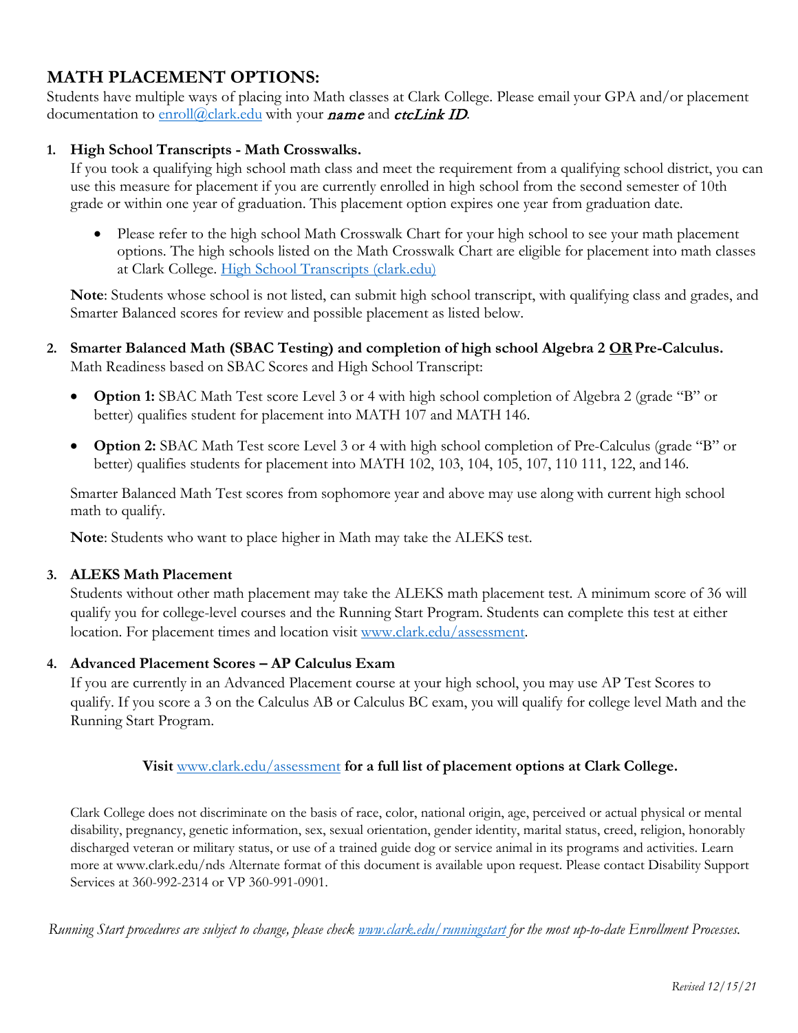## MATH PLACEMENT OPTIONS:

Students have multiple ways of placing into Math classes at Clark College. Please email your GPA and/or placement documentation to [enroll@clark.edu](mailto:enroll@clark.edu) with your ***name*** and ***ctcLink ID***.

1. **High School Transcripts - Math Crosswalks.**
   If you took a qualifying high school math class and meet the requirement from a qualifying school district, you can use this measure for placement if you are currently enrolled in high school from the second semester of 10th grade or within one year of graduation. This placement option expires one year from graduation date.

   - Please refer to the high school Math Crosswalk Chart for your high school to see your math placement options. The high schools listed on the Math Crosswalk Chart are eligible for placement into math classes at Clark College. [High School Transcripts (clark.edu)]()

   **Note**: Students whose school is not listed, can submit high school transcript, with qualifying class and grades, and Smarter Balanced scores for review and possible placement as listed below.

2. **Smarter Balanced Math (SBAC Testing) and completion of high school Algebra 2 OR Pre-Calculus.**
   Math Readiness based on SBAC Scores and High School Transcript:

   - **Option 1:** SBAC Math Test score Level 3 or 4 with high school completion of Algebra 2 (grade "B" or better) qualifies student for placement into MATH 107 and MATH 146.
   - **Option 2:** SBAC Math Test score Level 3 or 4 with high school completion of Pre-Calculus (grade "B" or better) qualifies students for placement into MATH 102, 103, 104, 105, 107, 110 111, 122, and 146.

   Smarter Balanced Math Test scores from sophomore year and above may use along with current high school math to qualify.

   **Note**: Students who want to place higher in Math may take the ALEKS test.

3. **ALEKS Math Placement**
   Students without other math placement may take the ALEKS math placement test. A minimum score of 36 will qualify you for college-level courses and the Running Start Program. Students can complete this test at either location. For placement times and location visit [www.clark.edu/assessment](http://www.clark.edu/assessment).

4. **Advanced Placement Scores – AP Calculus Exam**
   If you are currently in an Advanced Placement course at your high school, you may use AP Test Scores to qualify. If you score a 3 on the Calculus AB or Calculus BC exam, you will qualify for college level Math and the Running Start Program.

**Visit [www.clark.edu/assessment](http://www.clark.edu/assessment) for a full list of placement options at Clark College.**

Clark College does not discriminate on the basis of race, color, national origin, age, perceived or actual physical or mental disability, pregnancy, genetic information, sex, sexual orientation, gender identity, marital status, creed, religion, honorably discharged veteran or military status, or use of a trained guide dog or service animal in its programs and activities. Learn more at www.clark.edu/nds Alternate format of this document is available upon request. Please contact Disability Support Services at 360-992-2314 or VP 360-991-0901.

*Running Start procedures are subject to change, please check [www.clark.edu/runningstart](http://www.clark.edu/runningstart) for the most up-to-date Enrollment Processes.*

*Revised 12/15/21*